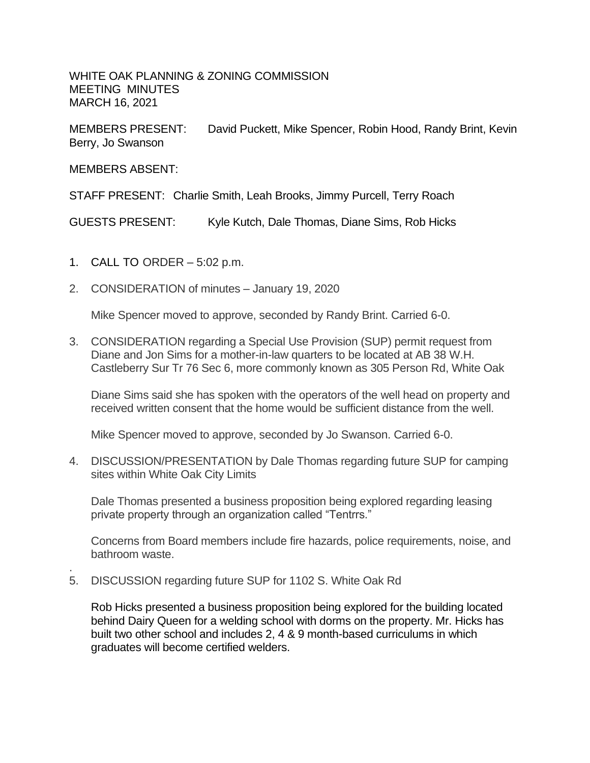WHITE OAK PLANNING & ZONING COMMISSION
MEETING MINUTES
MARCH 16, 2021

MEMBERS PRESENT: David Puckett, Mike Spencer, Robin Hood, Randy Brint, Kevin Berry, Jo Swanson

MEMBERS ABSENT:

STAFF PRESENT: Charlie Smith, Leah Brooks, Jimmy Purcell, Terry Roach

GUESTS PRESENT: Kyle Kutch, Dale Thomas, Diane Sims, Rob Hicks

1. CALL TO ORDER – 5:02 p.m.

2. CONSIDERATION of minutes – January 19, 2020

   Mike Spencer moved to approve, seconded by Randy Brint. Carried 6-0.

3. CONSIDERATION regarding a Special Use Provision (SUP) permit request from Diane and Jon Sims for a mother-in-law quarters to be located at AB 38 W.H. Castleberry Sur Tr 76 Sec 6, more commonly known as 305 Person Rd, White Oak

   Diane Sims said she has spoken with the operators of the well head on property and received written consent that the home would be sufficient distance from the well.

   Mike Spencer moved to approve, seconded by Jo Swanson. Carried 6-0.

4. DISCUSSION/PRESENTATION by Dale Thomas regarding future SUP for camping sites within White Oak City Limits

   Dale Thomas presented a business proposition being explored regarding leasing private property through an organization called "Tentrrs."

   Concerns from Board members include fire hazards, police requirements, noise, and bathroom waste.

.

5. DISCUSSION regarding future SUP for 1102 S. White Oak Rd

   Rob Hicks presented a business proposition being explored for the building located behind Dairy Queen for a welding school with dorms on the property. Mr. Hicks has built two other school and includes 2, 4 & 9 month-based curriculums in which graduates will become certified welders.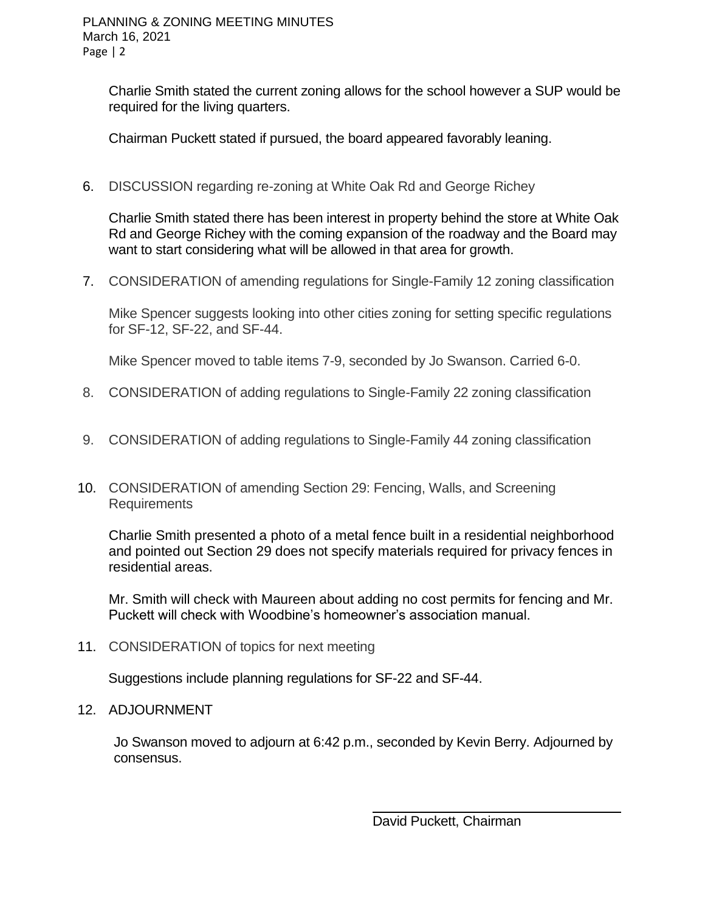Charlie Smith stated the current zoning allows for the school however a SUP would be required for the living quarters.

Chairman Puckett stated if pursued, the board appeared favorably leaning.

6. DISCUSSION regarding re-zoning at White Oak Rd and George Richey

   Charlie Smith stated there has been interest in property behind the store at White Oak Rd and George Richey with the coming expansion of the roadway and the Board may want to start considering what will be allowed in that area for growth.

7. CONSIDERATION of amending regulations for Single-Family 12 zoning classification

   Mike Spencer suggests looking into other cities zoning for setting specific regulations for SF-12, SF-22, and SF-44.

   Mike Spencer moved to table items 7-9, seconded by Jo Swanson. Carried 6-0.

8. CONSIDERATION of adding regulations to Single-Family 22 zoning classification

9. CONSIDERATION of adding regulations to Single-Family 44 zoning classification

10. CONSIDERATION of amending Section 29: Fencing, Walls, and Screening Requirements

    Charlie Smith presented a photo of a metal fence built in a residential neighborhood and pointed out Section 29 does not specify materials required for privacy fences in residential areas.

    Mr. Smith will check with Maureen about adding no cost permits for fencing and Mr. Puckett will check with Woodbine's homeowner's association manual.

11. CONSIDERATION of topics for next meeting

    Suggestions include planning regulations for SF-22 and SF-44.

12. ADJOURNMENT

    Jo Swanson moved to adjourn at 6:42 p.m., seconded by Kevin Berry. Adjourned by consensus.

\_\_\_\_\_\_\_\_\_\_\_\_\_\_\_\_\_\_\_\_\_\_\_\_\_\_\_\_\_\_

David Puckett, Chairman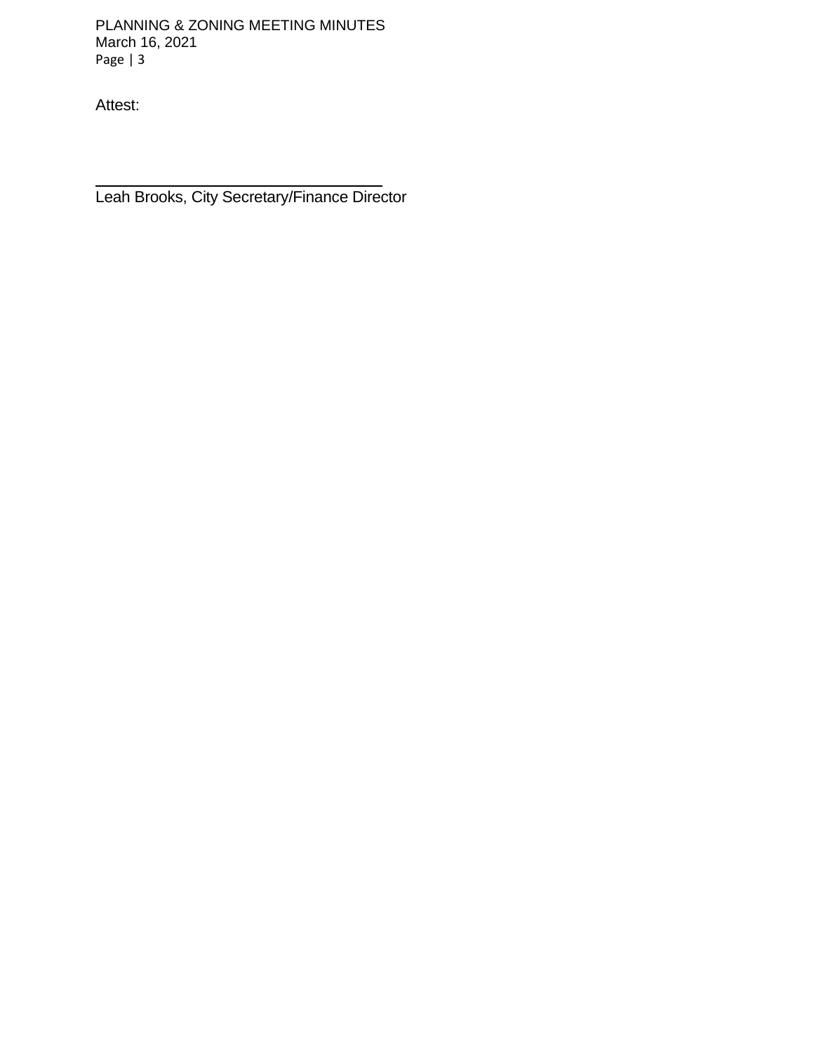Attest:

\_\_\_\_\_\_\_\_\_\_\_\_\_\_\_\_\_\_\_\_\_\_\_\_\_\_\_\_\_\_\_\_\_\_\_

Leah Brooks, City Secretary/Finance Director